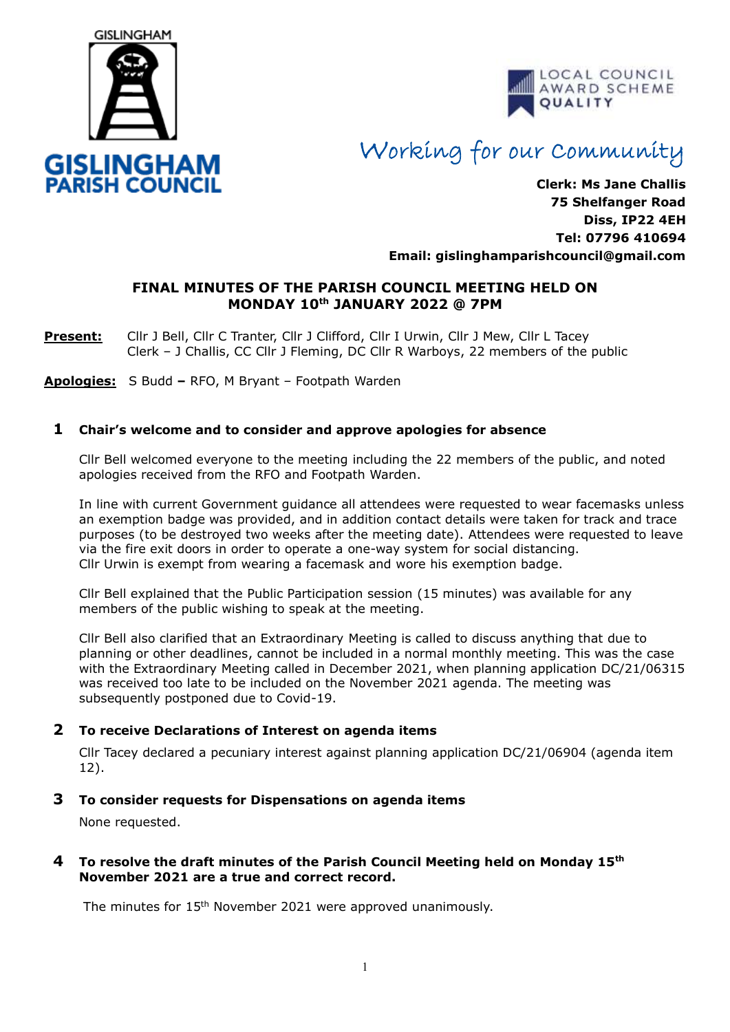GISLINGHAM

**GISLINGHAM PARISH COUNCIL**

LOCAL COUNCIL AWARD SCHEME QUALITY

*Working for our Community*

**Clerk: Ms Jane Challis**
**75 Shelfanger Road**
**Diss, IP22 4EH**
**Tel: 07796 410694**
**Email: gislinghamparishcouncil@gmail.com**

## FINAL MINUTES OF THE PARISH COUNCIL MEETING HELD ON MONDAY 10th JANUARY 2022 @ 7PM

**Present:** Cllr J Bell, Cllr C Tranter, Cllr J Clifford, Cllr I Urwin, Cllr J Mew, Cllr L Tacey
Clerk – J Challis, CC Cllr J Fleming, DC Cllr R Warboys, 22 members of the public

**Apologies:** S Budd **–** RFO, M Bryant – Footpath Warden

### 1 Chair's welcome and to consider and approve apologies for absence

Cllr Bell welcomed everyone to the meeting including the 22 members of the public, and noted apologies received from the RFO and Footpath Warden.

In line with current Government guidance all attendees were requested to wear facemasks unless an exemption badge was provided, and in addition contact details were taken for track and trace purposes (to be destroyed two weeks after the meeting date). Attendees were requested to leave via the fire exit doors in order to operate a one-way system for social distancing. Cllr Urwin is exempt from wearing a facemask and wore his exemption badge.

Cllr Bell explained that the Public Participation session (15 minutes) was available for any members of the public wishing to speak at the meeting.

Cllr Bell also clarified that an Extraordinary Meeting is called to discuss anything that due to planning or other deadlines, cannot be included in a normal monthly meeting. This was the case with the Extraordinary Meeting called in December 2021, when planning application DC/21/06315 was received too late to be included on the November 2021 agenda. The meeting was subsequently postponed due to Covid-19.

### 2 To receive Declarations of Interest on agenda items

Cllr Tacey declared a pecuniary interest against planning application DC/21/06904 (agenda item 12).

### 3 To consider requests for Dispensations on agenda items

None requested.

### 4 To resolve the draft minutes of the Parish Council Meeting held on Monday 15th November 2021 are a true and correct record.

The minutes for 15th November 2021 were approved unanimously.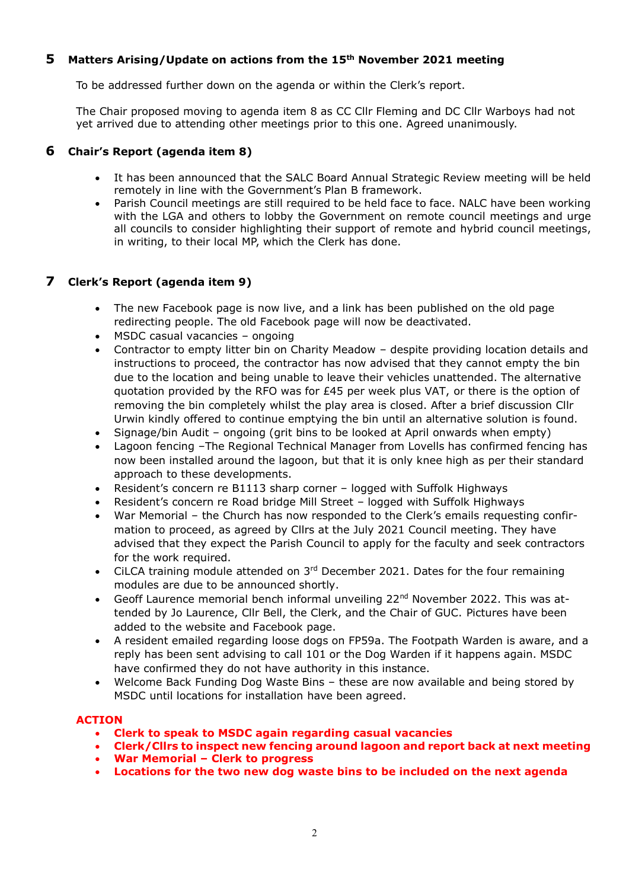## 5 Matters Arising/Update on actions from the 15th November 2021 meeting

To be addressed further down on the agenda or within the Clerk's report.

The Chair proposed moving to agenda item 8 as CC Cllr Fleming and DC Cllr Warboys had not yet arrived due to attending other meetings prior to this one. Agreed unanimously.

## 6 Chair's Report (agenda item 8)

- It has been announced that the SALC Board Annual Strategic Review meeting will be held remotely in line with the Government's Plan B framework.
- Parish Council meetings are still required to be held face to face. NALC have been working with the LGA and others to lobby the Government on remote council meetings and urge all councils to consider highlighting their support of remote and hybrid council meetings, in writing, to their local MP, which the Clerk has done.

## 7 Clerk's Report (agenda item 9)

- The new Facebook page is now live, and a link has been published on the old page redirecting people. The old Facebook page will now be deactivated.
- MSDC casual vacancies – ongoing
- Contractor to empty litter bin on Charity Meadow – despite providing location details and instructions to proceed, the contractor has now advised that they cannot empty the bin due to the location and being unable to leave their vehicles unattended. The alternative quotation provided by the RFO was for £45 per week plus VAT, or there is the option of removing the bin completely whilst the play area is closed. After a brief discussion Cllr Urwin kindly offered to continue emptying the bin until an alternative solution is found.
- Signage/bin Audit – ongoing (grit bins to be looked at April onwards when empty)
- Lagoon fencing –The Regional Technical Manager from Lovells has confirmed fencing has now been installed around the lagoon, but that it is only knee high as per their standard approach to these developments.
- Resident's concern re B1113 sharp corner – logged with Suffolk Highways
- Resident's concern re Road bridge Mill Street – logged with Suffolk Highways
- War Memorial – the Church has now responded to the Clerk's emails requesting confirmation to proceed, as agreed by Cllrs at the July 2021 Council meeting. They have advised that they expect the Parish Council to apply for the faculty and seek contractors for the work required.
- CiLCA training module attended on 3rd December 2021. Dates for the four remaining modules are due to be announced shortly.
- Geoff Laurence memorial bench informal unveiling 22nd November 2022. This was attended by Jo Laurence, Cllr Bell, the Clerk, and the Chair of GUC. Pictures have been added to the website and Facebook page.
- A resident emailed regarding loose dogs on FP59a. The Footpath Warden is aware, and a reply has been sent advising to call 101 or the Dog Warden if it happens again. MSDC have confirmed they do not have authority in this instance.
- Welcome Back Funding Dog Waste Bins – these are now available and being stored by MSDC until locations for installation have been agreed.

**ACTION**

- **Clerk to speak to MSDC again regarding casual vacancies**
- **Clerk/Cllrs to inspect new fencing around lagoon and report back at next meeting**
- **War Memorial – Clerk to progress**
- **Locations for the two new dog waste bins to be included on the next agenda**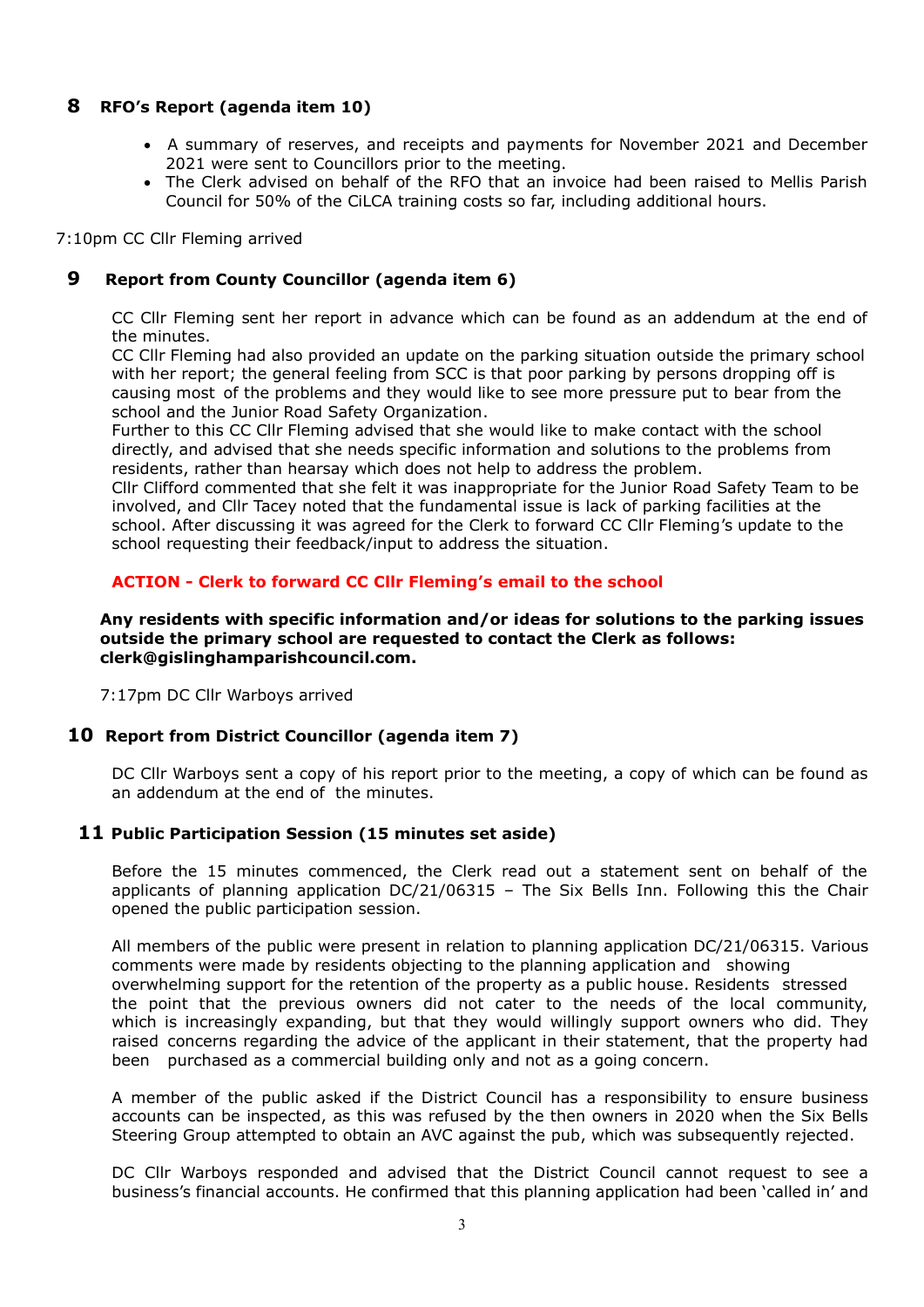## 8 RFO's Report (agenda item 10)

- A summary of reserves, and receipts and payments for November 2021 and December 2021 were sent to Councillors prior to the meeting.
- The Clerk advised on behalf of the RFO that an invoice had been raised to Mellis Parish Council for 50% of the CiLCA training costs so far, including additional hours.

7:10pm CC Cllr Fleming arrived

## 9 Report from County Councillor (agenda item 6)

CC Cllr Fleming sent her report in advance which can be found as an addendum at the end of the minutes.
CC Cllr Fleming had also provided an update on the parking situation outside the primary school with her report; the general feeling from SCC is that poor parking by persons dropping off is causing most of the problems and they would like to see more pressure put to bear from the school and the Junior Road Safety Organization.
Further to this CC Cllr Fleming advised that she would like to make contact with the school directly, and advised that she needs specific information and solutions to the problems from residents, rather than hearsay which does not help to address the problem.
Cllr Clifford commented that she felt it was inappropriate for the Junior Road Safety Team to be involved, and Cllr Tacey noted that the fundamental issue is lack of parking facilities at the school. After discussing it was agreed for the Clerk to forward CC Cllr Fleming's update to the school requesting their feedback/input to address the situation.

**ACTION - Clerk to forward CC Cllr Fleming's email to the school**

**Any residents with specific information and/or ideas for solutions to the parking issues outside the primary school are requested to contact the Clerk as follows: clerk@gislinghamparishcouncil.com.**

7:17pm DC Cllr Warboys arrived

## 10 Report from District Councillor (agenda item 7)

DC Cllr Warboys sent a copy of his report prior to the meeting, a copy of which can be found as an addendum at the end of the minutes.

## 11 Public Participation Session (15 minutes set aside)

Before the 15 minutes commenced, the Clerk read out a statement sent on behalf of the applicants of planning application DC/21/06315 – The Six Bells Inn. Following this the Chair opened the public participation session.

All members of the public were present in relation to planning application DC/21/06315. Various comments were made by residents objecting to the planning application and showing overwhelming support for the retention of the property as a public house. Residents stressed the point that the previous owners did not cater to the needs of the local community, which is increasingly expanding, but that they would willingly support owners who did. They raised concerns regarding the advice of the applicant in their statement, that the property had been purchased as a commercial building only and not as a going concern.

A member of the public asked if the District Council has a responsibility to ensure business accounts can be inspected, as this was refused by the then owners in 2020 when the Six Bells Steering Group attempted to obtain an AVC against the pub, which was subsequently rejected.

DC Cllr Warboys responded and advised that the District Council cannot request to see a business's financial accounts. He confirmed that this planning application had been 'called in' and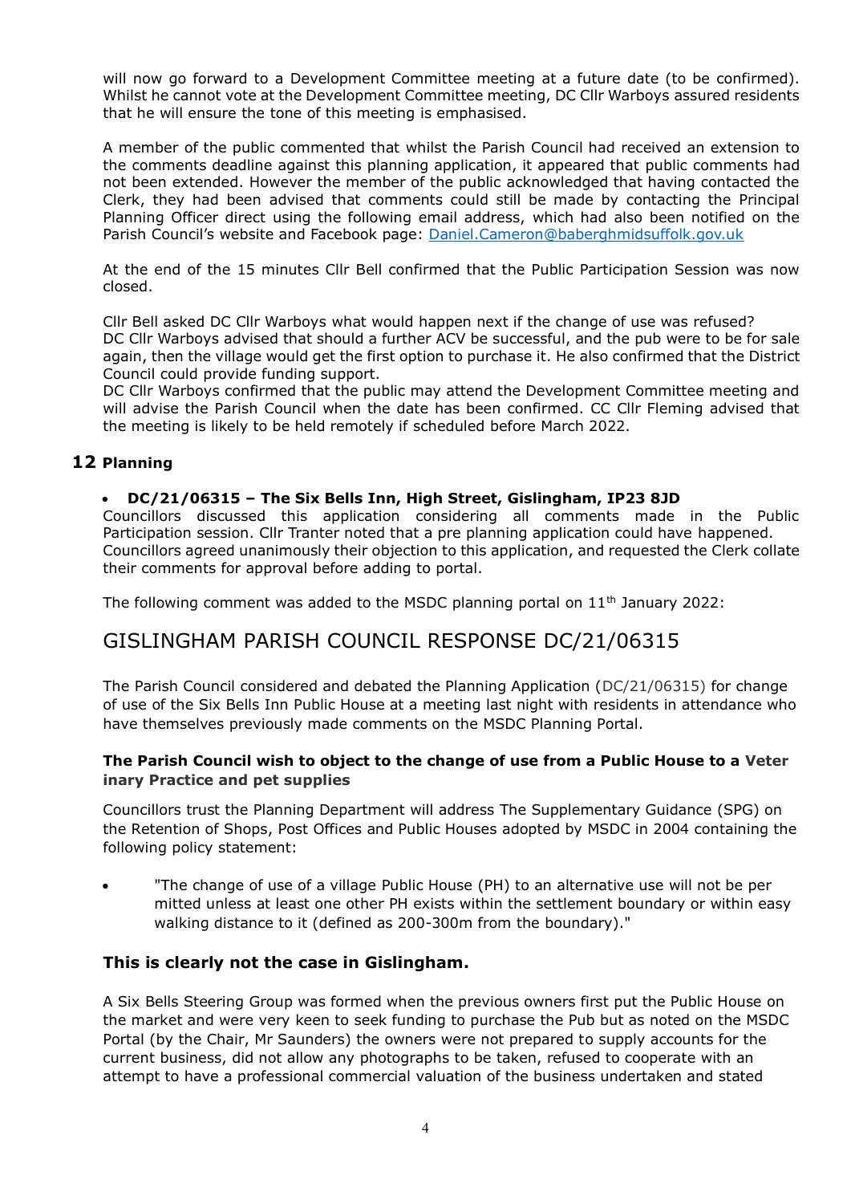will now go forward to a Development Committee meeting at a future date (to be confirmed). Whilst he cannot vote at the Development Committee meeting, DC Cllr Warboys assured residents that he will ensure the tone of this meeting is emphasised.

A member of the public commented that whilst the Parish Council had received an extension to the comments deadline against this planning application, it appeared that public comments had not been extended. However the member of the public acknowledged that having contacted the Clerk, they had been advised that comments could still be made by contacting the Principal Planning Officer direct using the following email address, which had also been notified on the Parish Council's website and Facebook page: Daniel.Cameron@baberghmidsuffolk.gov.uk

At the end of the 15 minutes Cllr Bell confirmed that the Public Participation Session was now closed.

Cllr Bell asked DC Cllr Warboys what would happen next if the change of use was refused? DC Cllr Warboys advised that should a further ACV be successful, and the pub were to be for sale again, then the village would get the first option to purchase it. He also confirmed that the District Council could provide funding support.
DC Cllr Warboys confirmed that the public may attend the Development Committee meeting and will advise the Parish Council when the date has been confirmed. CC Cllr Fleming advised that the meeting is likely to be held remotely if scheduled before March 2022.

## 12 Planning

- **DC/21/06315 – The Six Bells Inn, High Street, Gislingham, IP23 8JD**

Councillors discussed this application considering all comments made in the Public Participation session. Cllr Tranter noted that a pre planning application could have happened. Councillors agreed unanimously their objection to this application, and requested the Clerk collate their comments for approval before adding to portal.

The following comment was added to the MSDC planning portal on 11th January 2022:

# GISLINGHAM PARISH COUNCIL RESPONSE DC/21/06315

The Parish Council considered and debated the Planning Application (DC/21/06315) for change of use of the Six Bells Inn Public House at a meeting last night with residents in attendance who have themselves previously made comments on the MSDC Planning Portal.

**The Parish Council wish to object to the change of use from a Public House to a Veterinary Practice and pet supplies**

Councillors trust the Planning Department will address The Supplementary Guidance (SPG) on the Retention of Shops, Post Offices and Public Houses adopted by MSDC in 2004 containing the following policy statement:

- "The change of use of a village Public House (PH) to an alternative use will not be permitted unless at least one other PH exists within the settlement boundary or within easy walking distance to it (defined as 200-300m from the boundary)."

### This is clearly not the case in Gislingham.

A Six Bells Steering Group was formed when the previous owners first put the Public House on the market and were very keen to seek funding to purchase the Pub but as noted on the MSDC Portal (by the Chair, Mr Saunders) the owners were not prepared to supply accounts for the current business, did not allow any photographs to be taken, refused to cooperate with an attempt to have a professional commercial valuation of the business undertaken and stated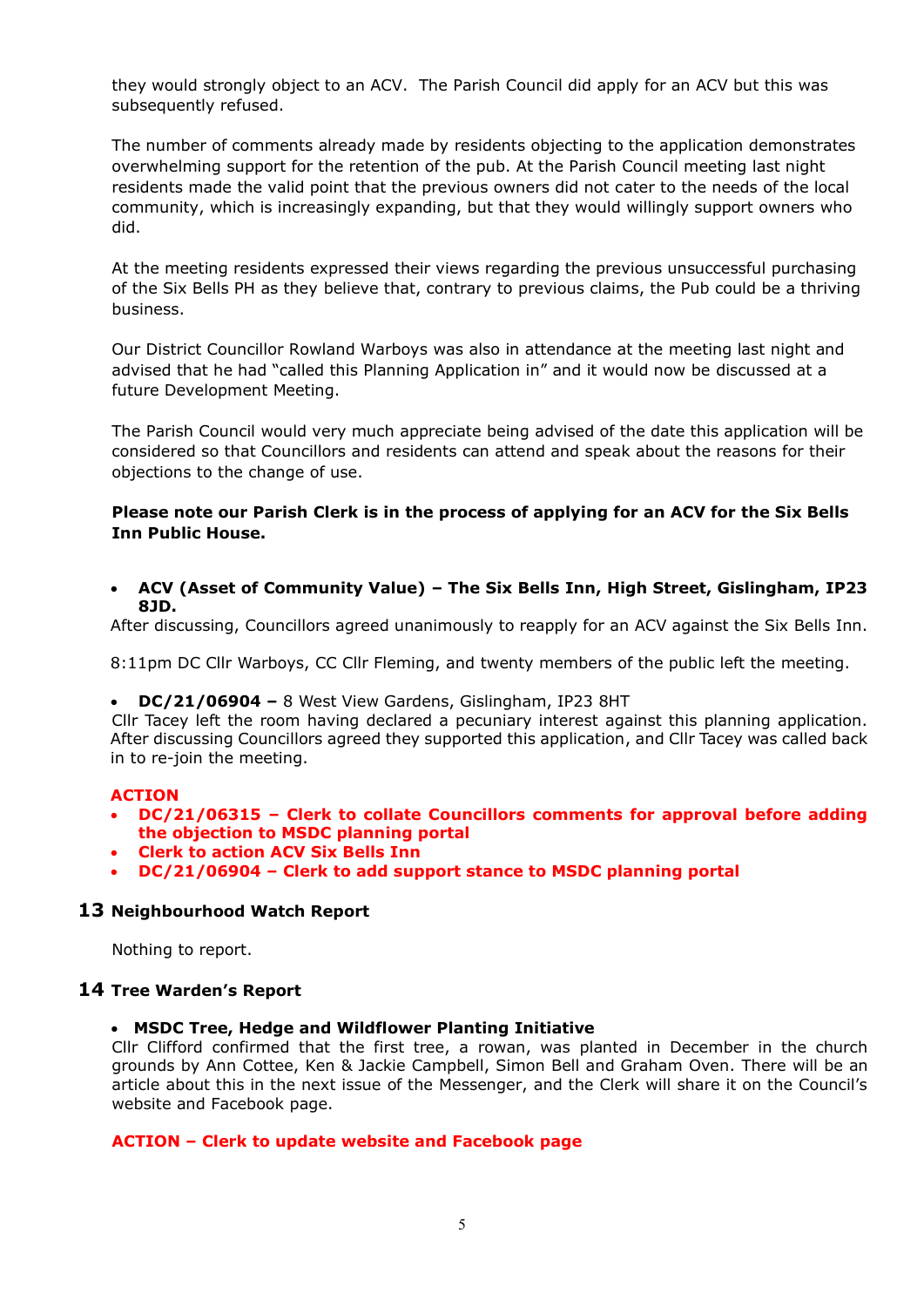they would strongly object to an ACV. The Parish Council did apply for an ACV but this was subsequently refused.

The number of comments already made by residents objecting to the application demonstrates overwhelming support for the retention of the pub. At the Parish Council meeting last night residents made the valid point that the previous owners did not cater to the needs of the local community, which is increasingly expanding, but that they would willingly support owners who did.

At the meeting residents expressed their views regarding the previous unsuccessful purchasing of the Six Bells PH as they believe that, contrary to previous claims, the Pub could be a thriving business.

Our District Councillor Rowland Warboys was also in attendance at the meeting last night and advised that he had "called this Planning Application in" and it would now be discussed at a future Development Meeting.

The Parish Council would very much appreciate being advised of the date this application will be considered so that Councillors and residents can attend and speak about the reasons for their objections to the change of use.

**Please note our Parish Clerk is in the process of applying for an ACV for the Six Bells Inn Public House.**

- **ACV (Asset of Community Value) – The Six Bells Inn, High Street, Gislingham, IP23 8JD.**

After discussing, Councillors agreed unanimously to reapply for an ACV against the Six Bells Inn.

8:11pm DC Cllr Warboys, CC Cllr Fleming, and twenty members of the public left the meeting.

- **DC/21/06904 –** 8 West View Gardens, Gislingham, IP23 8HT

Cllr Tacey left the room having declared a pecuniary interest against this planning application. After discussing Councillors agreed they supported this application, and Cllr Tacey was called back in to re-join the meeting.

**ACTION**

- **DC/21/06315 – Clerk to collate Councillors comments for approval before adding the objection to MSDC planning portal**
- **Clerk to action ACV Six Bells Inn**
- **DC/21/06904 – Clerk to add support stance to MSDC planning portal**

## 13 Neighbourhood Watch Report

Nothing to report.

## 14 Tree Warden's Report

- **MSDC Tree, Hedge and Wildflower Planting Initiative**

Cllr Clifford confirmed that the first tree, a rowan, was planted in December in the church grounds by Ann Cottee, Ken & Jackie Campbell, Simon Bell and Graham Oven. There will be an article about this in the next issue of the Messenger, and the Clerk will share it on the Council's website and Facebook page.

**ACTION – Clerk to update website and Facebook page**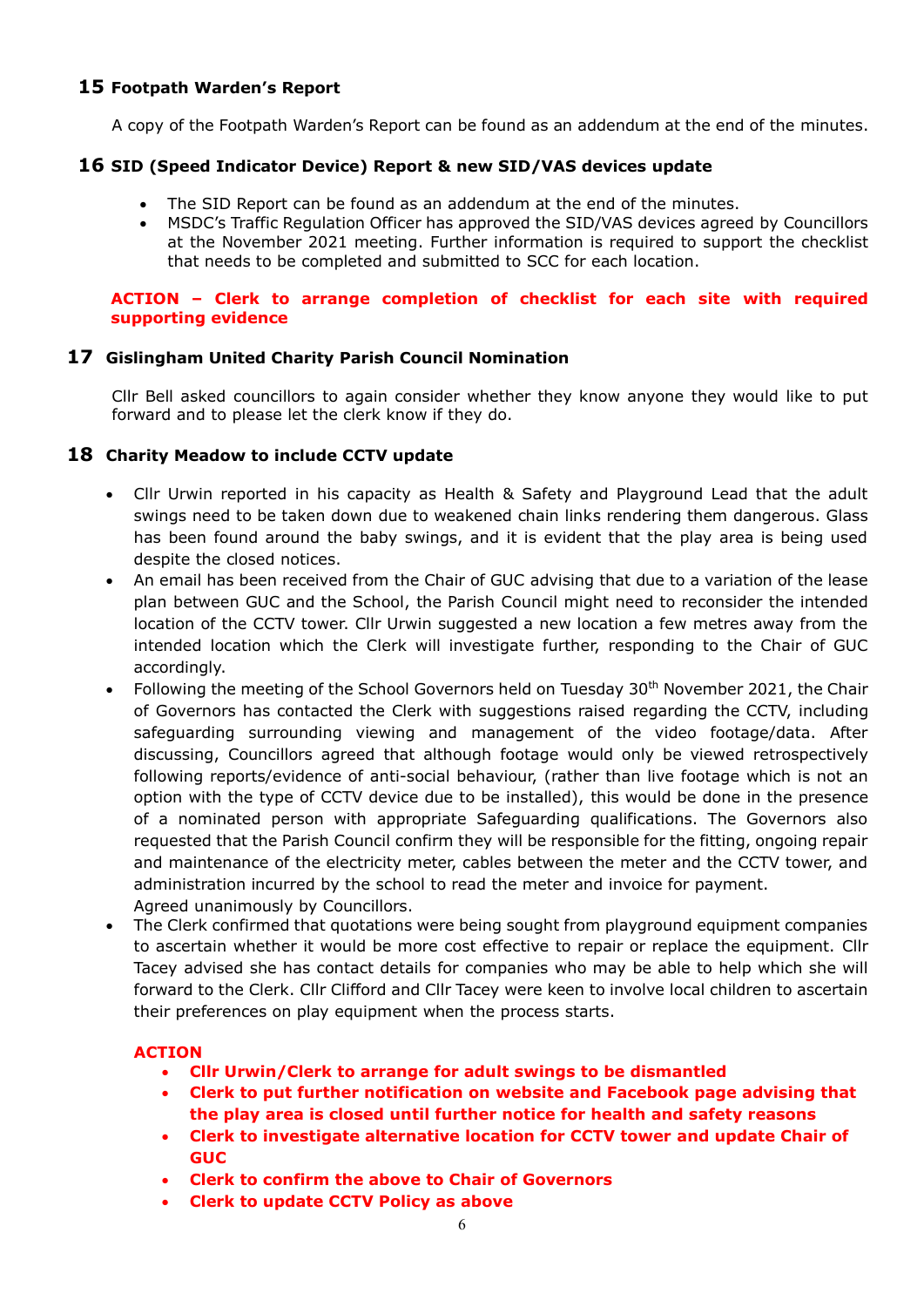## 15 Footpath Warden's Report

A copy of the Footpath Warden's Report can be found as an addendum at the end of the minutes.

## 16 SID (Speed Indicator Device) Report & new SID/VAS devices update

- The SID Report can be found as an addendum at the end of the minutes.
- MSDC's Traffic Regulation Officer has approved the SID/VAS devices agreed by Councillors at the November 2021 meeting. Further information is required to support the checklist that needs to be completed and submitted to SCC for each location.

**ACTION – Clerk to arrange completion of checklist for each site with required supporting evidence**

## 17 Gislingham United Charity Parish Council Nomination

Cllr Bell asked councillors to again consider whether they know anyone they would like to put forward and to please let the clerk know if they do.

## 18 Charity Meadow to include CCTV update

- Cllr Urwin reported in his capacity as Health & Safety and Playground Lead that the adult swings need to be taken down due to weakened chain links rendering them dangerous. Glass has been found around the baby swings, and it is evident that the play area is being used despite the closed notices.
- An email has been received from the Chair of GUC advising that due to a variation of the lease plan between GUC and the School, the Parish Council might need to reconsider the intended location of the CCTV tower. Cllr Urwin suggested a new location a few metres away from the intended location which the Clerk will investigate further, responding to the Chair of GUC accordingly.
- Following the meeting of the School Governors held on Tuesday 30th November 2021, the Chair of Governors has contacted the Clerk with suggestions raised regarding the CCTV, including safeguarding surrounding viewing and management of the video footage/data. After discussing, Councillors agreed that although footage would only be viewed retrospectively following reports/evidence of anti-social behaviour, (rather than live footage which is not an option with the type of CCTV device due to be installed), this would be done in the presence of a nominated person with appropriate Safeguarding qualifications. The Governors also requested that the Parish Council confirm they will be responsible for the fitting, ongoing repair and maintenance of the electricity meter, cables between the meter and the CCTV tower, and administration incurred by the school to read the meter and invoice for payment.
  Agreed unanimously by Councillors.
- The Clerk confirmed that quotations were being sought from playground equipment companies to ascertain whether it would be more cost effective to repair or replace the equipment. Cllr Tacey advised she has contact details for companies who may be able to help which she will forward to the Clerk. Cllr Clifford and Cllr Tacey were keen to involve local children to ascertain their preferences on play equipment when the process starts.

**ACTION**

- **Cllr Urwin/Clerk to arrange for adult swings to be dismantled**
- **Clerk to put further notification on website and Facebook page advising that the play area is closed until further notice for health and safety reasons**
- **Clerk to investigate alternative location for CCTV tower and update Chair of GUC**
- **Clerk to confirm the above to Chair of Governors**
- **Clerk to update CCTV Policy as above**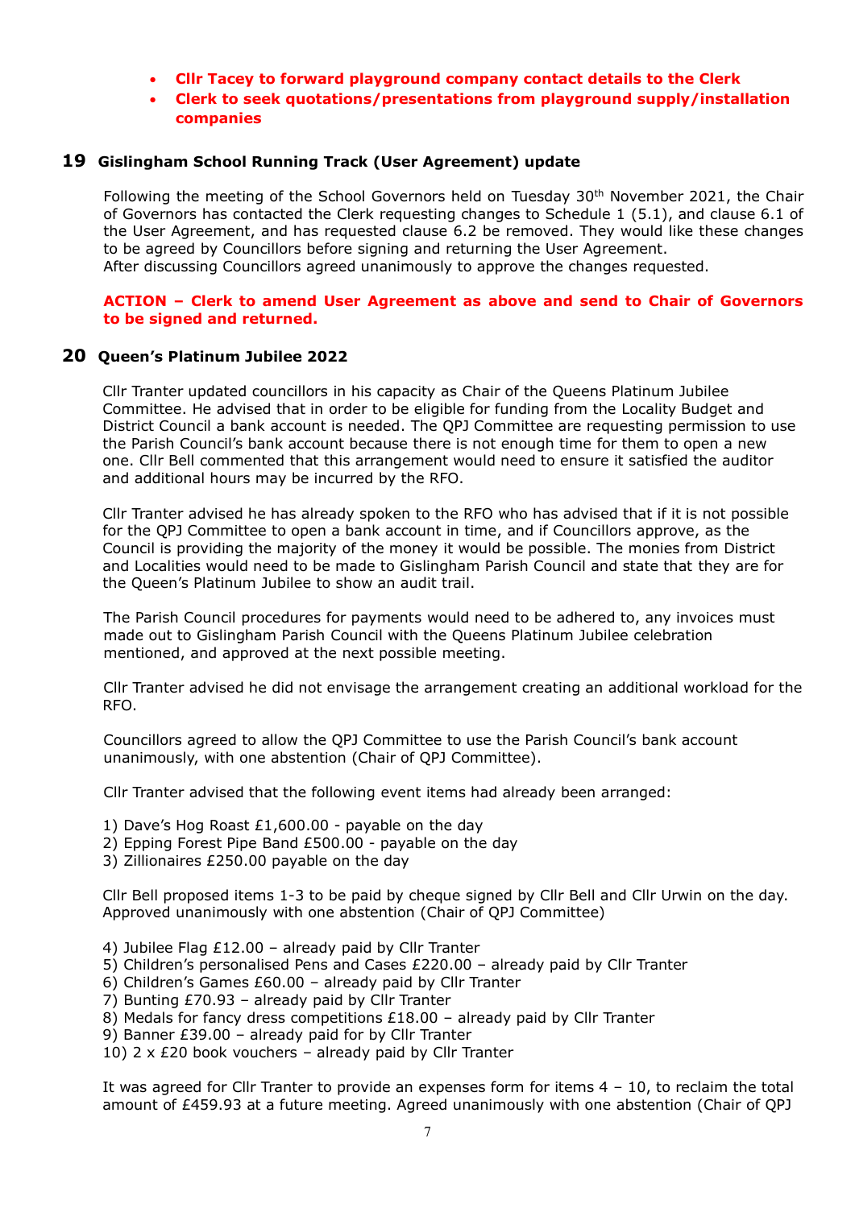- **Cllr Tacey to forward playground company contact details to the Clerk**
- **Clerk to seek quotations/presentations from playground supply/installation companies**

## 19 Gislingham School Running Track (User Agreement) update

Following the meeting of the School Governors held on Tuesday 30th November 2021, the Chair of Governors has contacted the Clerk requesting changes to Schedule 1 (5.1), and clause 6.1 of the User Agreement, and has requested clause 6.2 be removed. They would like these changes to be agreed by Councillors before signing and returning the User Agreement.
After discussing Councillors agreed unanimously to approve the changes requested.

**ACTION – Clerk to amend User Agreement as above and send to Chair of Governors to be signed and returned.**

## 20 Queen's Platinum Jubilee 2022

Cllr Tranter updated councillors in his capacity as Chair of the Queens Platinum Jubilee Committee. He advised that in order to be eligible for funding from the Locality Budget and District Council a bank account is needed. The QPJ Committee are requesting permission to use the Parish Council's bank account because there is not enough time for them to open a new one. Cllr Bell commented that this arrangement would need to ensure it satisfied the auditor and additional hours may be incurred by the RFO.

Cllr Tranter advised he has already spoken to the RFO who has advised that if it is not possible for the QPJ Committee to open a bank account in time, and if Councillors approve, as the Council is providing the majority of the money it would be possible. The monies from District and Localities would need to be made to Gislingham Parish Council and state that they are for the Queen's Platinum Jubilee to show an audit trail.

The Parish Council procedures for payments would need to be adhered to, any invoices must made out to Gislingham Parish Council with the Queens Platinum Jubilee celebration mentioned, and approved at the next possible meeting.

Cllr Tranter advised he did not envisage the arrangement creating an additional workload for the RFO.

Councillors agreed to allow the QPJ Committee to use the Parish Council's bank account unanimously, with one abstention (Chair of QPJ Committee).

Cllr Tranter advised that the following event items had already been arranged:

1) Dave's Hog Roast £1,600.00 - payable on the day
2) Epping Forest Pipe Band £500.00 - payable on the day
3) Zillionaires £250.00 payable on the day

Cllr Bell proposed items 1-3 to be paid by cheque signed by Cllr Bell and Cllr Urwin on the day. Approved unanimously with one abstention (Chair of QPJ Committee)

4) Jubilee Flag £12.00 – already paid by Cllr Tranter
5) Children's personalised Pens and Cases £220.00 – already paid by Cllr Tranter
6) Children's Games £60.00 – already paid by Cllr Tranter
7) Bunting £70.93 – already paid by Cllr Tranter
8) Medals for fancy dress competitions £18.00 – already paid by Cllr Tranter
9) Banner £39.00 – already paid for by Cllr Tranter
10) 2 x £20 book vouchers – already paid by Cllr Tranter

It was agreed for Cllr Tranter to provide an expenses form for items 4 – 10, to reclaim the total amount of £459.93 at a future meeting. Agreed unanimously with one abstention (Chair of QPJ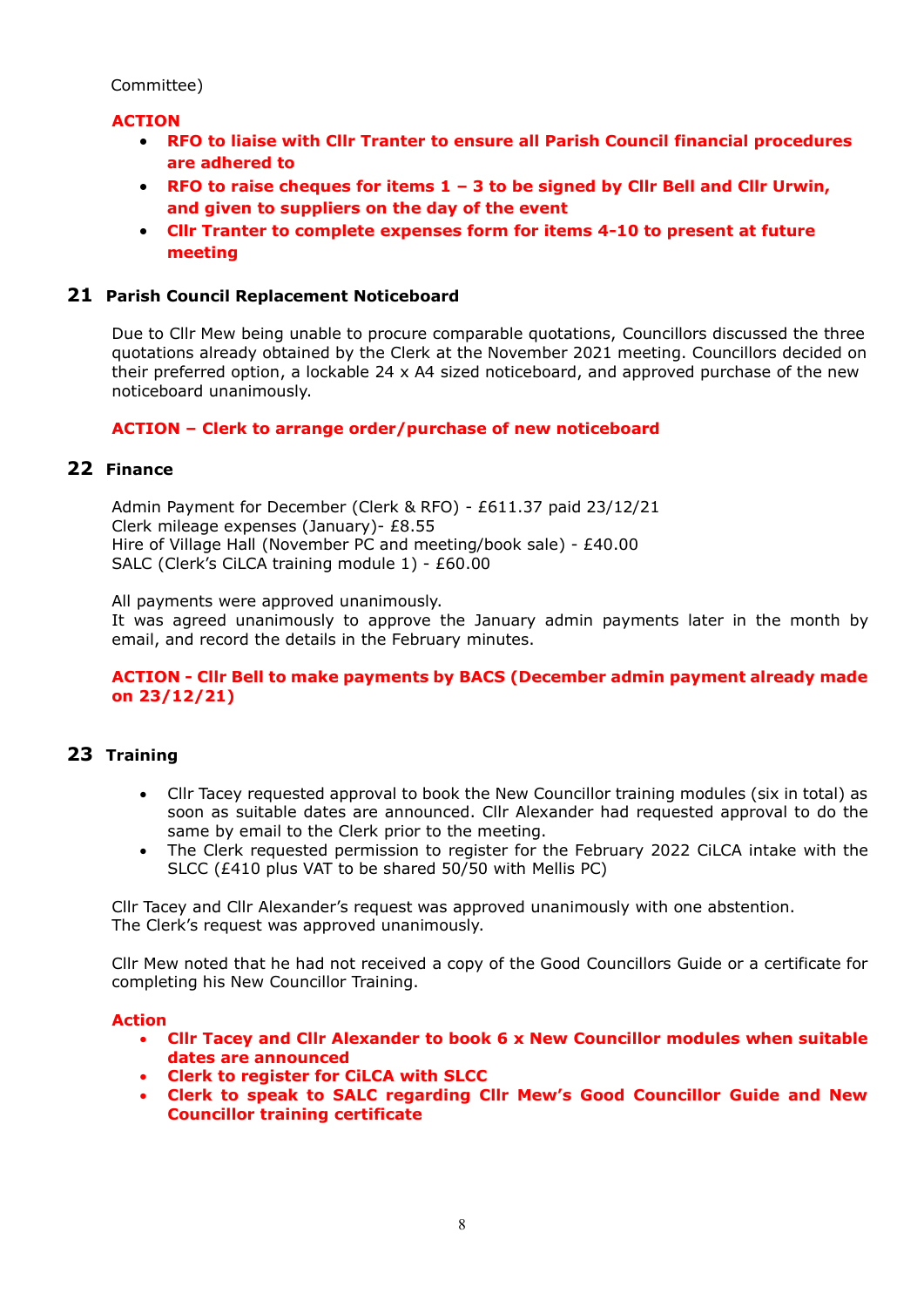Committee)

**ACTION**

- **RFO to liaise with Cllr Tranter to ensure all Parish Council financial procedures are adhered to**
- **RFO to raise cheques for items 1 – 3 to be signed by Cllr Bell and Cllr Urwin, and given to suppliers on the day of the event**
- **Cllr Tranter to complete expenses form for items 4-10 to present at future meeting**

## 21 Parish Council Replacement Noticeboard

Due to Cllr Mew being unable to procure comparable quotations, Councillors discussed the three quotations already obtained by the Clerk at the November 2021 meeting. Councillors decided on their preferred option, a lockable 24 x A4 sized noticeboard, and approved purchase of the new noticeboard unanimously.

**ACTION – Clerk to arrange order/purchase of new noticeboard**

## 22 Finance

Admin Payment for December (Clerk & RFO) - £611.37 paid 23/12/21
Clerk mileage expenses (January)- £8.55
Hire of Village Hall (November PC and meeting/book sale) - £40.00
SALC (Clerk's CiLCA training module 1) - £60.00

All payments were approved unanimously.
It was agreed unanimously to approve the January admin payments later in the month by email, and record the details in the February minutes.

**ACTION - Cllr Bell to make payments by BACS (December admin payment already made on 23/12/21)**

## 23 Training

- Cllr Tacey requested approval to book the New Councillor training modules (six in total) as soon as suitable dates are announced. Cllr Alexander had requested approval to do the same by email to the Clerk prior to the meeting.
- The Clerk requested permission to register for the February 2022 CiLCA intake with the SLCC (£410 plus VAT to be shared 50/50 with Mellis PC)

Cllr Tacey and Cllr Alexander's request was approved unanimously with one abstention.
The Clerk's request was approved unanimously.

Cllr Mew noted that he had not received a copy of the Good Councillors Guide or a certificate for completing his New Councillor Training.

**Action**

- **Cllr Tacey and Cllr Alexander to book 6 x New Councillor modules when suitable dates are announced**
- **Clerk to register for CiLCA with SLCC**
- **Clerk to speak to SALC regarding Cllr Mew's Good Councillor Guide and New Councillor training certificate**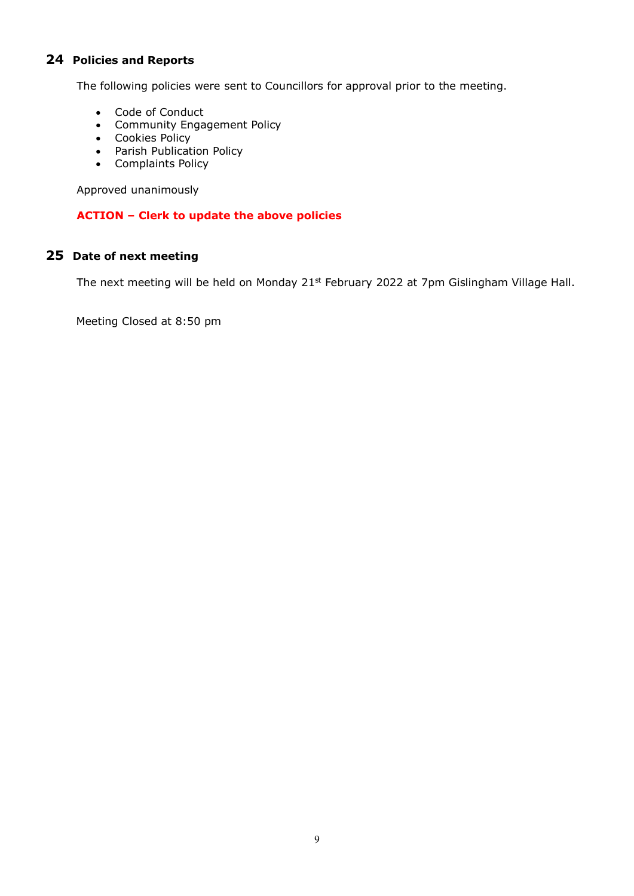## 24 Policies and Reports

The following policies were sent to Councillors for approval prior to the meeting.

- Code of Conduct
- Community Engagement Policy
- Cookies Policy
- Parish Publication Policy
- Complaints Policy

Approved unanimously

**ACTION – Clerk to update the above policies**

## 25 Date of next meeting

The next meeting will be held on Monday 21st February 2022 at 7pm Gislingham Village Hall.

Meeting Closed at 8:50 pm